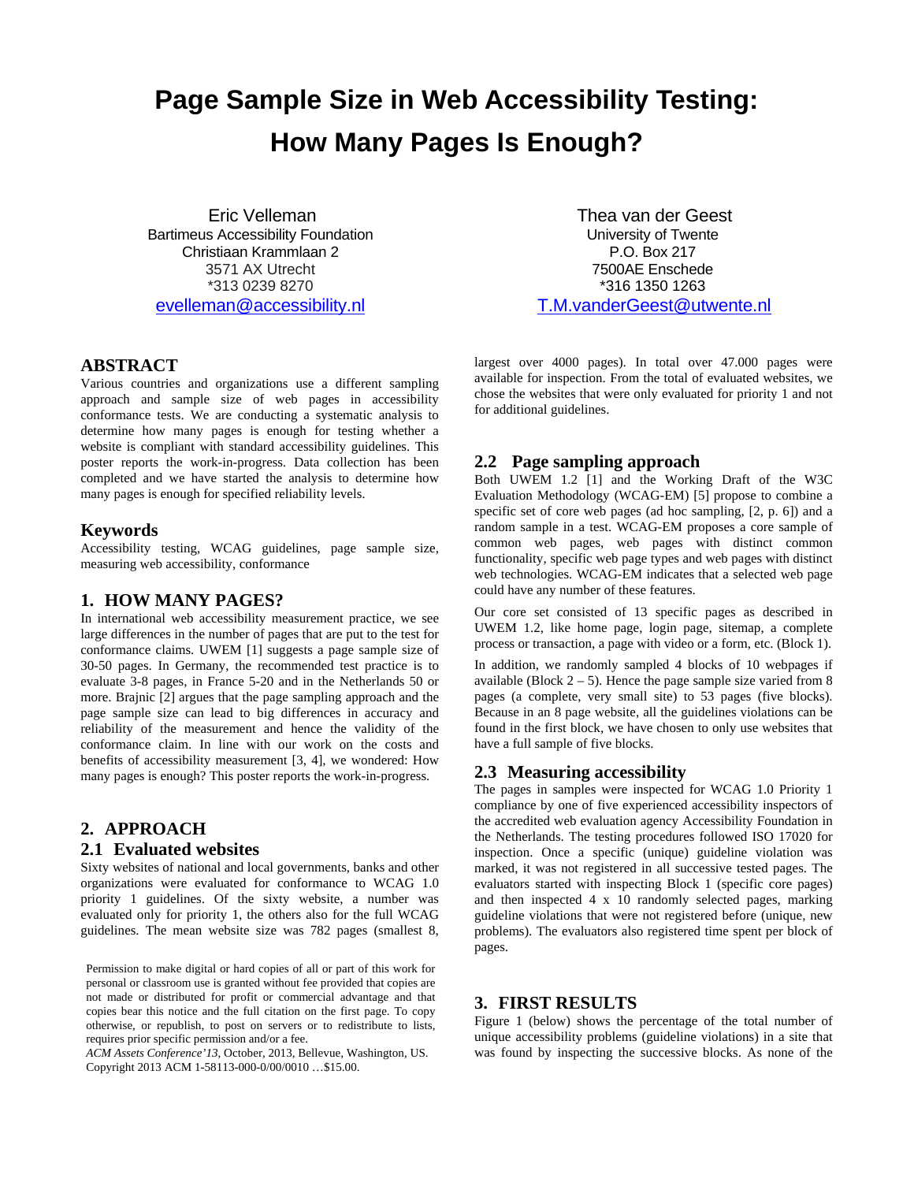# Page Sample Size in Web Accessibility Testing: How Many Pages Is Enough?

Eric Velleman
Bartimeus Accessibility Foundation
Christiaan Krammlaan 2
3571 AX Utrecht
*313 0239 8270
evelleman@accessibility.nl

Thea van der Geest
University of Twente
P.O. Box 217
7500AE Enschede
*316 1350 1263
T.M.vanderGeest@utwente.nl

## ABSTRACT

Various countries and organizations use a different sampling approach and sample size of web pages in accessibility conformance tests. We are conducting a systematic analysis to determine how many pages is enough for testing whether a website is compliant with standard accessibility guidelines. This poster reports the work-in-progress. Data collection has been completed and we have started the analysis to determine how many pages is enough for specified reliability levels.

## Keywords

Accessibility testing, WCAG guidelines, page sample size, measuring web accessibility, conformance

## 1. HOW MANY PAGES?

In international web accessibility measurement practice, we see large differences in the number of pages that are put to the test for conformance claims. UWEM [1] suggests a page sample size of 30-50 pages. In Germany, the recommended test practice is to evaluate 3-8 pages, in France 5-20 and in the Netherlands 50 or more. Brajnic [2] argues that the page sampling approach and the page sample size can lead to big differences in accuracy and reliability of the measurement and hence the validity of the conformance claim. In line with our work on the costs and benefits of accessibility measurement [3, 4], we wondered: How many pages is enough? This poster reports the work-in-progress.

## 2. APPROACH

### 2.1 Evaluated websites

Sixty websites of national and local governments, banks and other organizations were evaluated for conformance to WCAG 1.0 priority 1 guidelines. Of the sixty website, a number was evaluated only for priority 1, the others also for the full WCAG guidelines. The mean website size was 782 pages (smallest 8, largest over 4000 pages). In total over 47.000 pages were available for inspection. From the total of evaluated websites, we chose the websites that were only evaluated for priority 1 and not for additional guidelines.

### 2.2 Page sampling approach

Both UWEM 1.2 [1] and the Working Draft of the W3C Evaluation Methodology (WCAG-EM) [5] propose to combine a specific set of core web pages (ad hoc sampling, [2, p. 6]) and a random sample in a test. WCAG-EM proposes a core sample of common web pages, web pages with distinct common functionality, specific web page types and web pages with distinct web technologies. WCAG-EM indicates that a selected web page could have any number of these features.

Our core set consisted of 13 specific pages as described in UWEM 1.2, like home page, login page, sitemap, a complete process or transaction, a page with video or a form, etc. (Block 1).

In addition, we randomly sampled 4 blocks of 10 webpages if available (Block 2 – 5). Hence the page sample size varied from 8 pages (a complete, very small site) to 53 pages (five blocks). Because in an 8 page website, all the guidelines violations can be found in the first block, we have chosen to only use websites that have a full sample of five blocks.

### 2.3 Measuring accessibility

The pages in samples were inspected for WCAG 1.0 Priority 1 compliance by one of five experienced accessibility inspectors of the accredited web evaluation agency Accessibility Foundation in the Netherlands. The testing procedures followed ISO 17020 for inspection. Once a specific (unique) guideline violation was marked, it was not registered in all successive tested pages. The evaluators started with inspecting Block 1 (specific core pages) and then inspected 4 x 10 randomly selected pages, marking guideline violations that were not registered before (unique, new problems). The evaluators also registered time spent per block of pages.

## 3. FIRST RESULTS

Figure 1 (below) shows the percentage of the total number of unique accessibility problems (guideline violations) in a site that was found by inspecting the successive blocks. As none of the

Permission to make digital or hard copies of all or part of this work for personal or classroom use is granted without fee provided that copies are not made or distributed for profit or commercial advantage and that copies bear this notice and the full citation on the first page. To copy otherwise, or republish, to post on servers or to redistribute to lists, requires prior specific permission and/or a fee.
*ACM Assets Conference'13*, October, 2013, Bellevue, Washington, US.
Copyright 2013 ACM 1-58113-000-0/00/0010 …$15.00.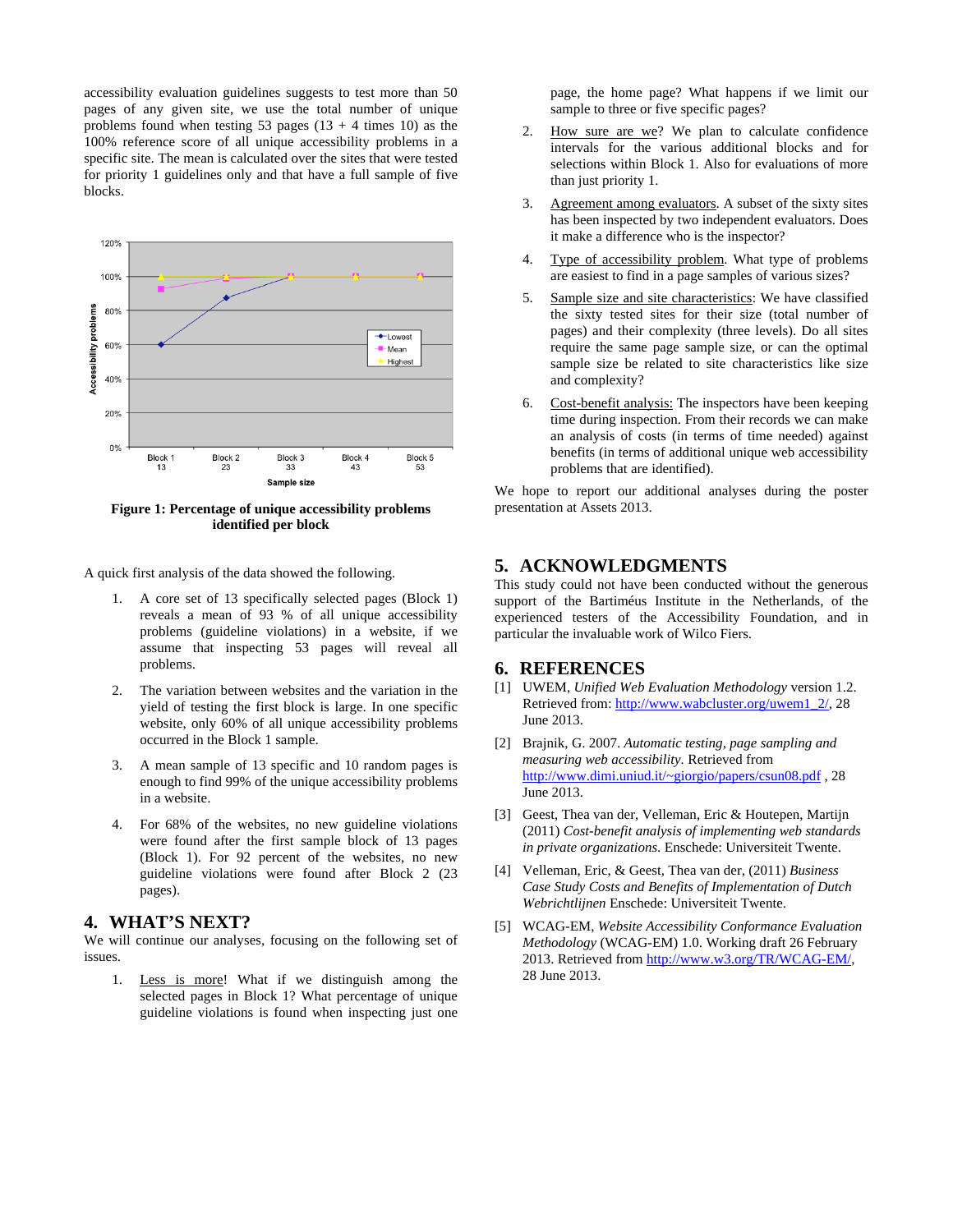accessibility evaluation guidelines suggests to test more than 50 pages of any given site, we use the total number of unique problems found when testing 53 pages (13 + 4 times 10) as the 100% reference score of all unique accessibility problems in a specific site. The mean is calculated over the sites that were tested for priority 1 guidelines only and that have a full sample of five blocks.

120%
100%
80%
60%
40%
20%
0%
Accessibility problems
Block 1
13
Block 2
23
Block 3
33
Block 4
43
Block 5
53
Sample size
Lowest
Mean
Highest

**Figure 1: Percentage of unique accessibility problems identified per block**

A quick first analysis of the data showed the following.

1. A core set of 13 specifically selected pages (Block 1) reveals a mean of 93 % of all unique accessibility problems (guideline violations) in a website, if we assume that inspecting 53 pages will reveal all problems.
2. The variation between websites and the variation in the yield of testing the first block is large. In one specific website, only 60% of all unique accessibility problems occurred in the Block 1 sample.
3. A mean sample of 13 specific and 10 random pages is enough to find 99% of the unique accessibility problems in a website.
4. For 68% of the websites, no new guideline violations were found after the first sample block of 13 pages (Block 1). For 92 percent of the websites, no new guideline violations were found after Block 2 (23 pages).

## 4. WHAT'S NEXT?

We will continue our analyses, focusing on the following set of issues.

1. Less is more! What if we distinguish among the selected pages in Block 1? What percentage of unique guideline violations is found when inspecting just one page, the home page? What happens if we limit our sample to three or five specific pages?
2. How sure are we? We plan to calculate confidence intervals for the various additional blocks and for selections within Block 1. Also for evaluations of more than just priority 1.
3. Agreement among evaluators. A subset of the sixty sites has been inspected by two independent evaluators. Does it make a difference who is the inspector?
4. Type of accessibility problem. What type of problems are easiest to find in a page samples of various sizes?
5. Sample size and site characteristics: We have classified the sixty tested sites for their size (total number of pages) and their complexity (three levels). Do all sites require the same page sample size, or can the optimal sample size be related to site characteristics like size and complexity?
6. Cost-benefit analysis: The inspectors have been keeping time during inspection. From their records we can make an analysis of costs (in terms of time needed) against benefits (in terms of additional unique web accessibility problems that are identified).

We hope to report our additional analyses during the poster presentation at Assets 2013.

## 5. ACKNOWLEDGMENTS

This study could not have been conducted without the generous support of the Bartiméus Institute in the Netherlands, of the experienced testers of the Accessibility Foundation, and in particular the invaluable work of Wilco Fiers.

## 6. REFERENCES

[1] UWEM, *Unified Web Evaluation Methodology* version 1.2. Retrieved from: http://www.wabcluster.org/uwem1_2/, 28 June 2013.

[2] Brajnik, G. 2007. *Automatic testing, page sampling and measuring web accessibility*. Retrieved from http://www.dimi.uniud.it/~giorgio/papers/csun08.pdf , 28 June 2013.

[3] Geest, Thea van der, Velleman, Eric & Houtepen, Martijn (2011) *Cost-benefit analysis of implementing web standards in private organizations.* Enschede: Universiteit Twente.

[4] Velleman, Eric, & Geest, Thea van der, (2011) *Business Case Study Costs and Benefits of Implementation of Dutch Webrichtlijnen* Enschede: Universiteit Twente.

[5] WCAG-EM, *Website Accessibility Conformance Evaluation Methodology* (WCAG-EM) 1.0. Working draft 26 February 2013. Retrieved from http://www.w3.org/TR/WCAG-EM/, 28 June 2013.